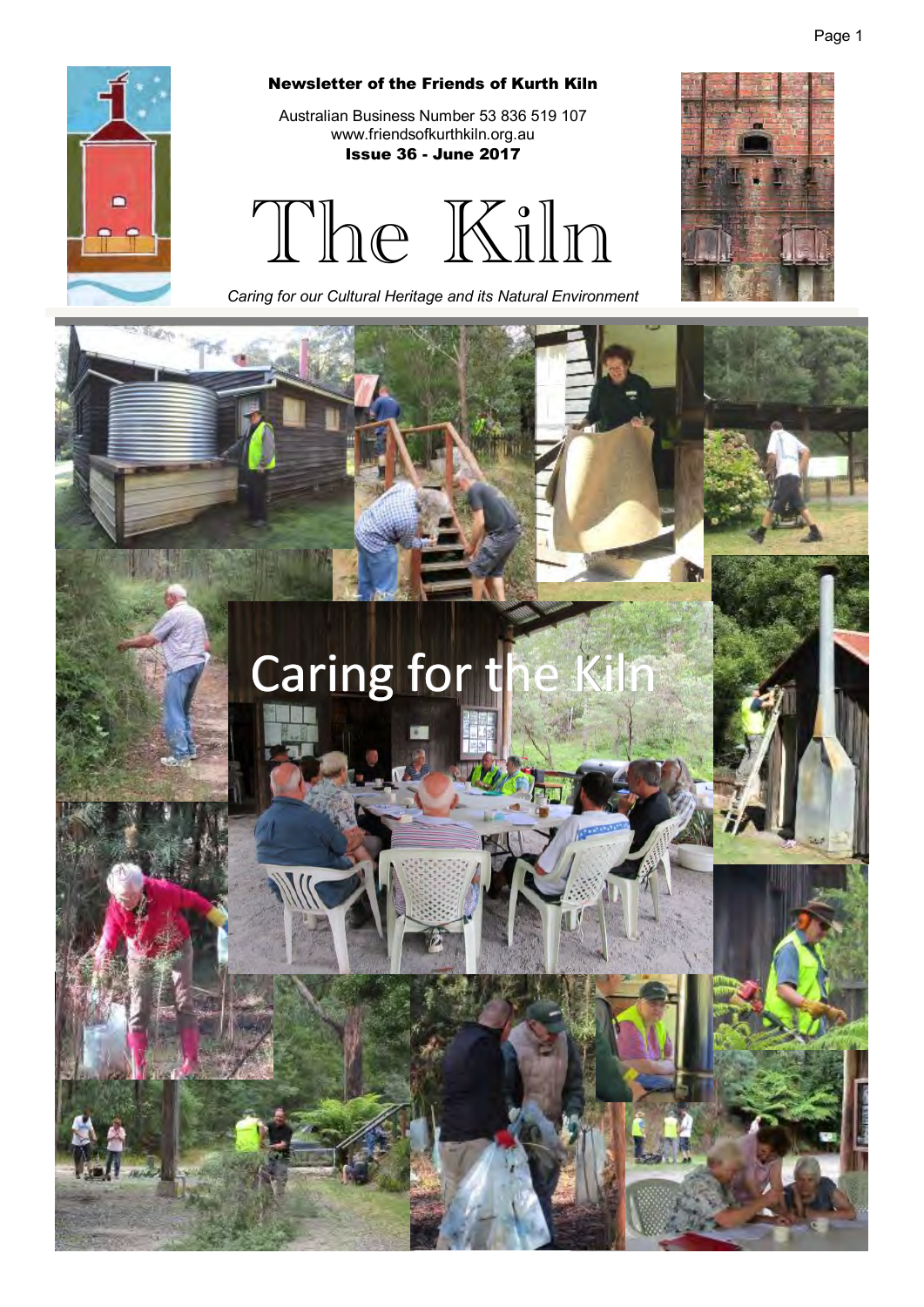**Newsletter of the Friends of Kurth Kiln**

Australian Business Number 53 836 519 107
www.friendsofkurthkiln.org.au
**Issue 36 - June 2017**

# The Kiln

*Caring for our Cultural Heritage and its Natural Environment*

## Caring for the Kiln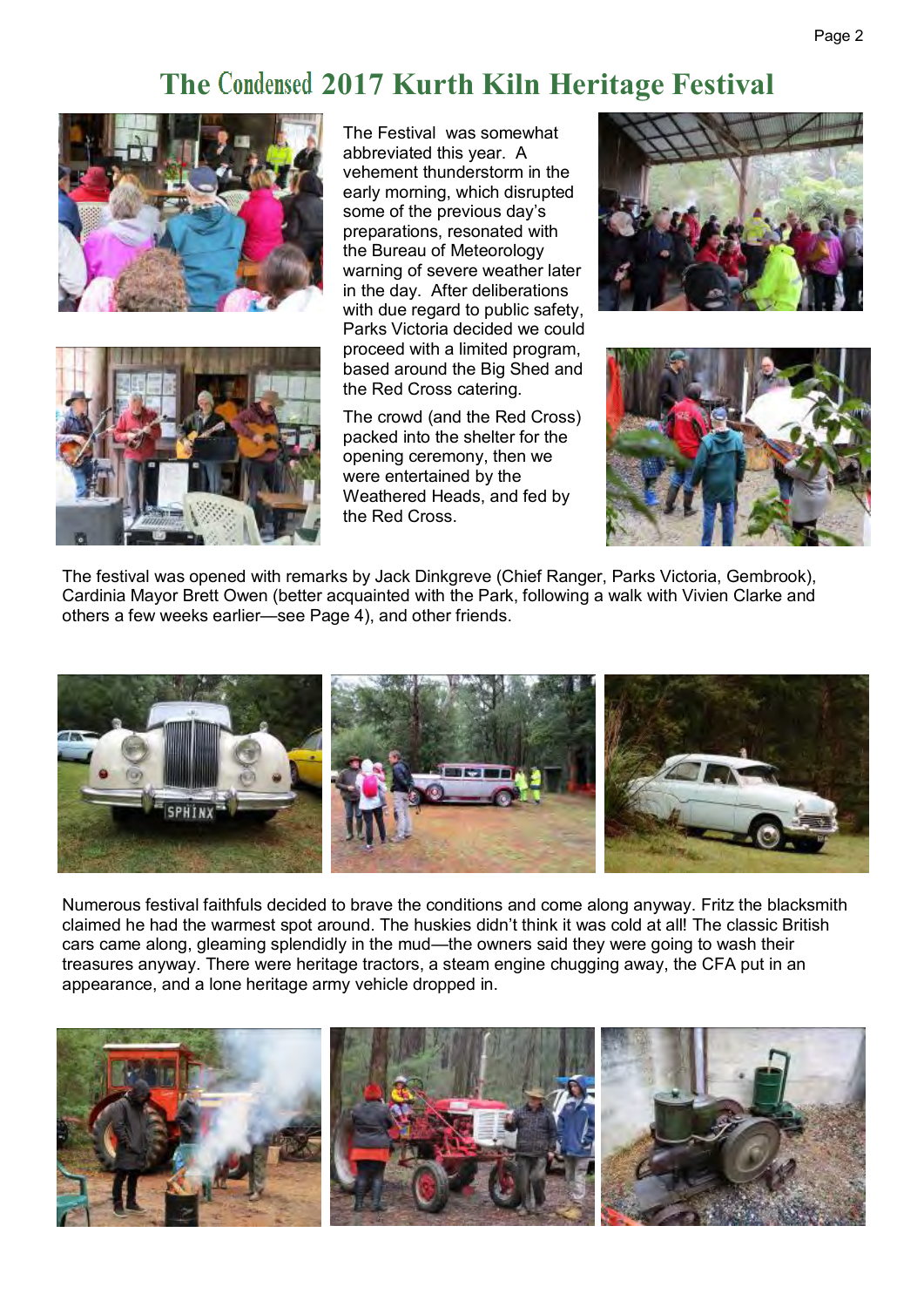# The Condensed 2017 Kurth Kiln Heritage Festival

The Festival was somewhat abbreviated this year. A vehement thunderstorm in the early morning, which disrupted some of the previous day's preparations, resonated with the Bureau of Meteorology warning of severe weather later in the day. After deliberations with due regard to public safety, Parks Victoria decided we could proceed with a limited program, based around the Big Shed and the Red Cross catering.

The crowd (and the Red Cross) packed into the shelter for the opening ceremony, then we were entertained by the Weathered Heads, and fed by the Red Cross.

The festival was opened with remarks by Jack Dinkgreve (Chief Ranger, Parks Victoria, Gembrook), Cardinia Mayor Brett Owen (better acquainted with the Park, following a walk with Vivien Clarke and others a few weeks earlier—see Page 4), and other friends.

Numerous festival faithfuls decided to brave the conditions and come along anyway. Fritz the blacksmith claimed he had the warmest spot around. The huskies didn't think it was cold at all! The classic British cars came along, gleaming splendidly in the mud—the owners said they were going to wash their treasures anyway. There were heritage tractors, a steam engine chugging away, the CFA put in an appearance, and a lone heritage army vehicle dropped in.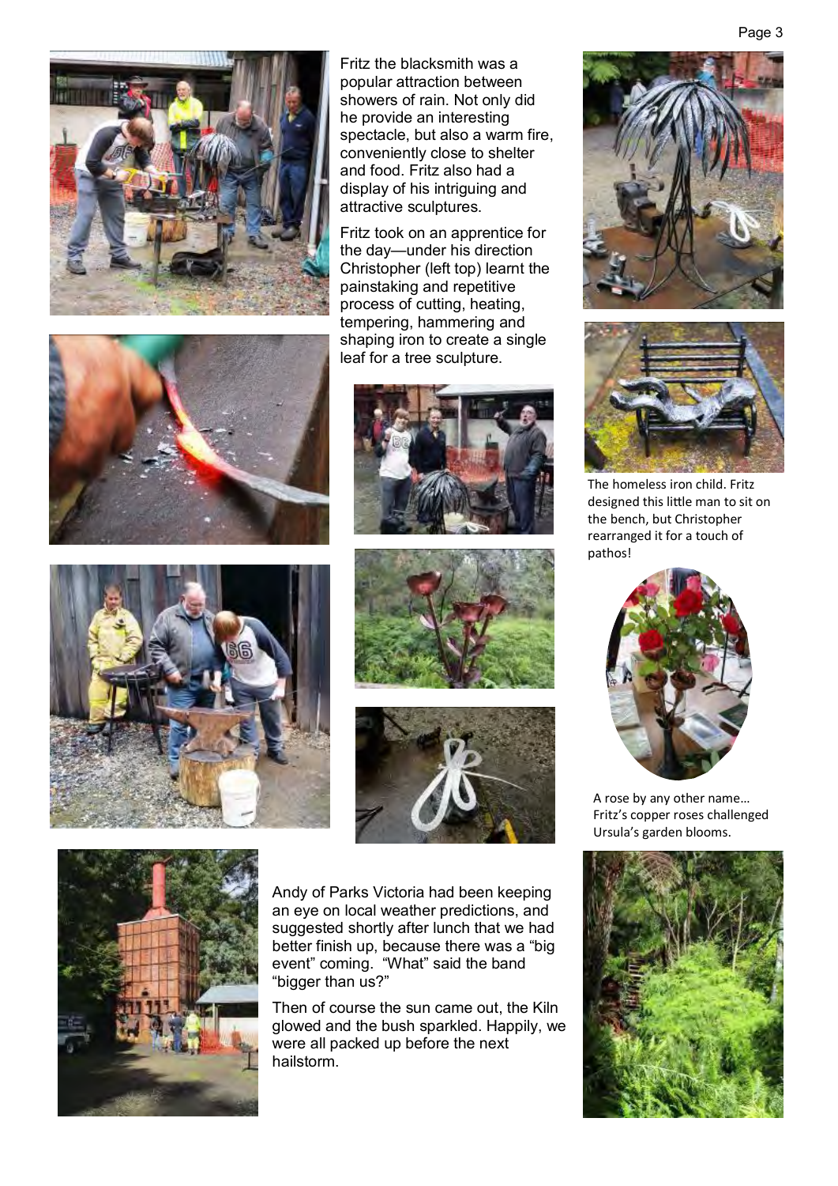Fritz the blacksmith was a popular attraction between showers of rain. Not only did he provide an interesting spectacle, but also a warm fire, conveniently close to shelter and food. Fritz also had a display of his intriguing and attractive sculptures.

Fritz took on an apprentice for the day—under his direction Christopher (left top) learnt the painstaking and repetitive process of cutting, heating, tempering, hammering and shaping iron to create a single leaf for a tree sculpture.

The homeless iron child. Fritz designed this little man to sit on the bench, but Christopher rearranged it for a touch of pathos!

A rose by any other name… Fritz's copper roses challenged Ursula's garden blooms.

Andy of Parks Victoria had been keeping an eye on local weather predictions, and suggested shortly after lunch that we had better finish up, because there was a "big event" coming. "What" said the band "bigger than us?"

Then of course the sun came out, the Kiln glowed and the bush sparkled. Happily, we were all packed up before the next hailstorm.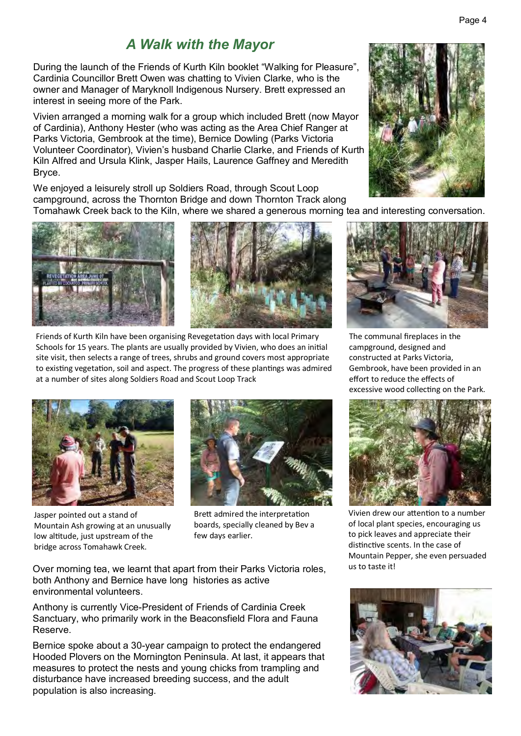# *A Walk with the Mayor*

During the launch of the Friends of Kurth Kiln booklet “Walking for Pleasure”, Cardinia Councillor Brett Owen was chatting to Vivien Clarke, who is the owner and Manager of Maryknoll Indigenous Nursery. Brett expressed an interest in seeing more of the Park.

Vivien arranged a morning walk for a group which included Brett (now Mayor of Cardinia), Anthony Hester (who was acting as the Area Chief Ranger at Parks Victoria, Gembrook at the time), Bernice Dowling (Parks Victoria Volunteer Coordinator), Vivien’s husband Charlie Clarke, and Friends of Kurth Kiln Alfred and Ursula Klink, Jasper Hails, Laurence Gaffney and Meredith Bryce.

We enjoyed a leisurely stroll up Soldiers Road, through Scout Loop campground, across the Thornton Bridge and down Thornton Track along Tomahawk Creek back to the Kiln, where we shared a generous morning tea and interesting conversation.

Friends of Kurth Kiln have been organising Revegetation days with local Primary Schools for 15 years. The plants are usually provided by Vivien, who does an initial site visit, then selects a range of trees, shrubs and ground covers most appropriate to existing vegetation, soil and aspect. The progress of these plantings was admired at a number of sites along Soldiers Road and Scout Loop Track

The communal fireplaces in the campground, designed and constructed at Parks Victoria, Gembrook, have been provided in an effort to reduce the effects of excessive wood collecting on the Park.

Jasper pointed out a stand of Mountain Ash growing at an unusually low altitude, just upstream of the bridge across Tomahawk Creek.

Brett admired the interpretation boards, specially cleaned by Bev a few days earlier.

Vivien drew our attention to a number of local plant species, encouraging us to pick leaves and appreciate their distinctive scents. In the case of Mountain Pepper, she even persuaded us to taste it!

Over morning tea, we learnt that apart from their Parks Victoria roles, both Anthony and Bernice have long histories as active environmental volunteers.

Anthony is currently Vice-President of Friends of Cardinia Creek Sanctuary, who primarily work in the Beaconsfield Flora and Fauna Reserve.

Bernice spoke about a 30-year campaign to protect the endangered Hooded Plovers on the Mornington Peninsula. At last, it appears that measures to protect the nests and young chicks from trampling and disturbance have increased breeding success, and the adult population is also increasing.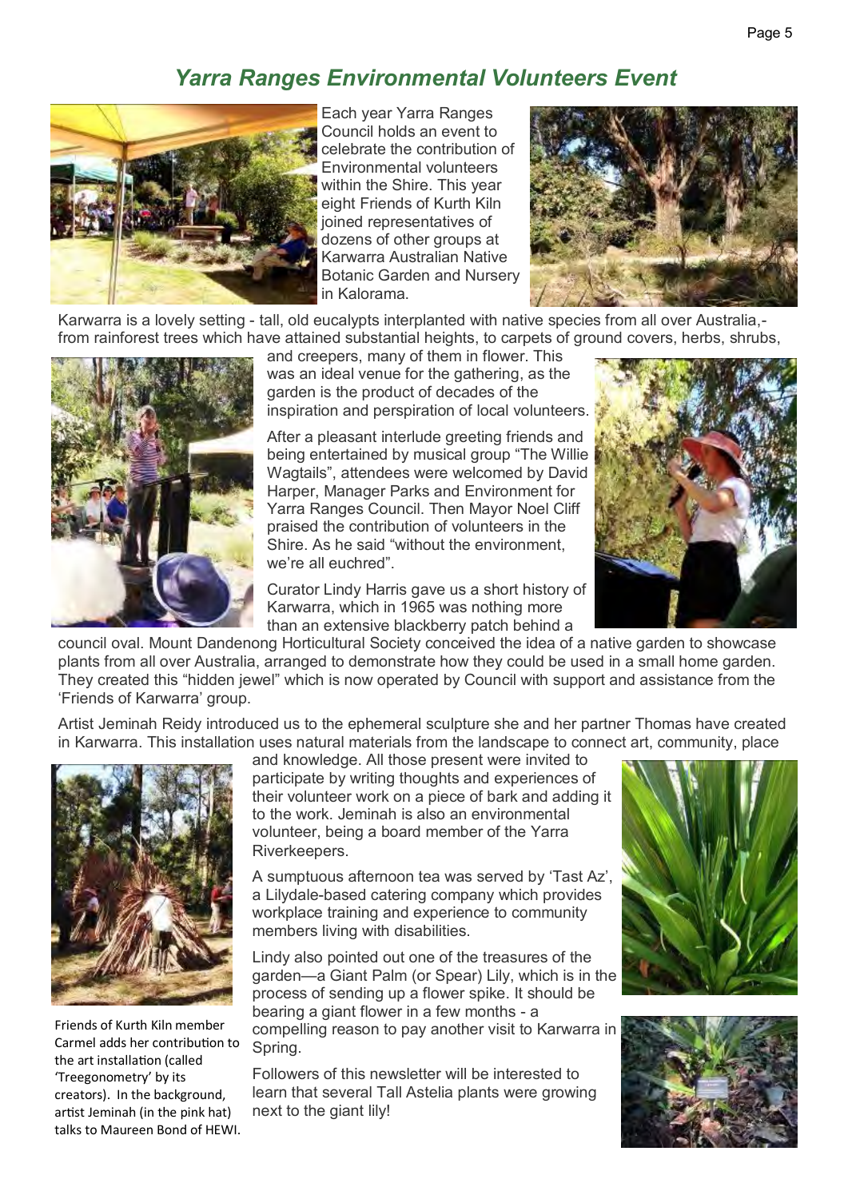## *Yarra Ranges Environmental Volunteers Event*

Each year Yarra Ranges Council holds an event to celebrate the contribution of Environmental volunteers within the Shire. This year eight Friends of Kurth Kiln joined representatives of dozens of other groups at Karwarra Australian Native Botanic Garden and Nursery in Kalorama.

Karwarra is a lovely setting - tall, old eucalypts interplanted with native species from all over Australia,- from rainforest trees which have attained substantial heights, to carpets of ground covers, herbs, shrubs, and creepers, many of them in flower. This was an ideal venue for the gathering, as the garden is the product of decades of the inspiration and perspiration of local volunteers.

After a pleasant interlude greeting friends and being entertained by musical group "The Willie Wagtails", attendees were welcomed by David Harper, Manager Parks and Environment for Yarra Ranges Council. Then Mayor Noel Cliff praised the contribution of volunteers in the Shire. As he said "without the environment, we're all euchred".

Curator Lindy Harris gave us a short history of Karwarra, which in 1965 was nothing more than an extensive blackberry patch behind a council oval. Mount Dandenong Horticultural Society conceived the idea of a native garden to showcase plants from all over Australia, arranged to demonstrate how they could be used in a small home garden. They created this "hidden jewel" which is now operated by Council with support and assistance from the 'Friends of Karwarra' group.

Artist Jeminah Reidy introduced us to the ephemeral sculpture she and her partner Thomas have created in Karwarra. This installation uses natural materials from the landscape to connect art, community, place and knowledge. All those present were invited to participate by writing thoughts and experiences of their volunteer work on a piece of bark and adding it to the work. Jeminah is also an environmental volunteer, being a board member of the Yarra Riverkeepers.

A sumptuous afternoon tea was served by 'Tast Az', a Lilydale-based catering company which provides workplace training and experience to community members living with disabilities.

Lindy also pointed out one of the treasures of the garden—a Giant Palm (or Spear) Lily, which is in the process of sending up a flower spike. It should be bearing a giant flower in a few months - a compelling reason to pay another visit to Karwarra in Spring.

Followers of this newsletter will be interested to learn that several Tall Astelia plants were growing next to the giant lily!

Friends of Kurth Kiln member Carmel adds her contribution to the art installation (called 'Treegonometry' by its creators). In the background, artist Jeminah (in the pink hat) talks to Maureen Bond of HEWI.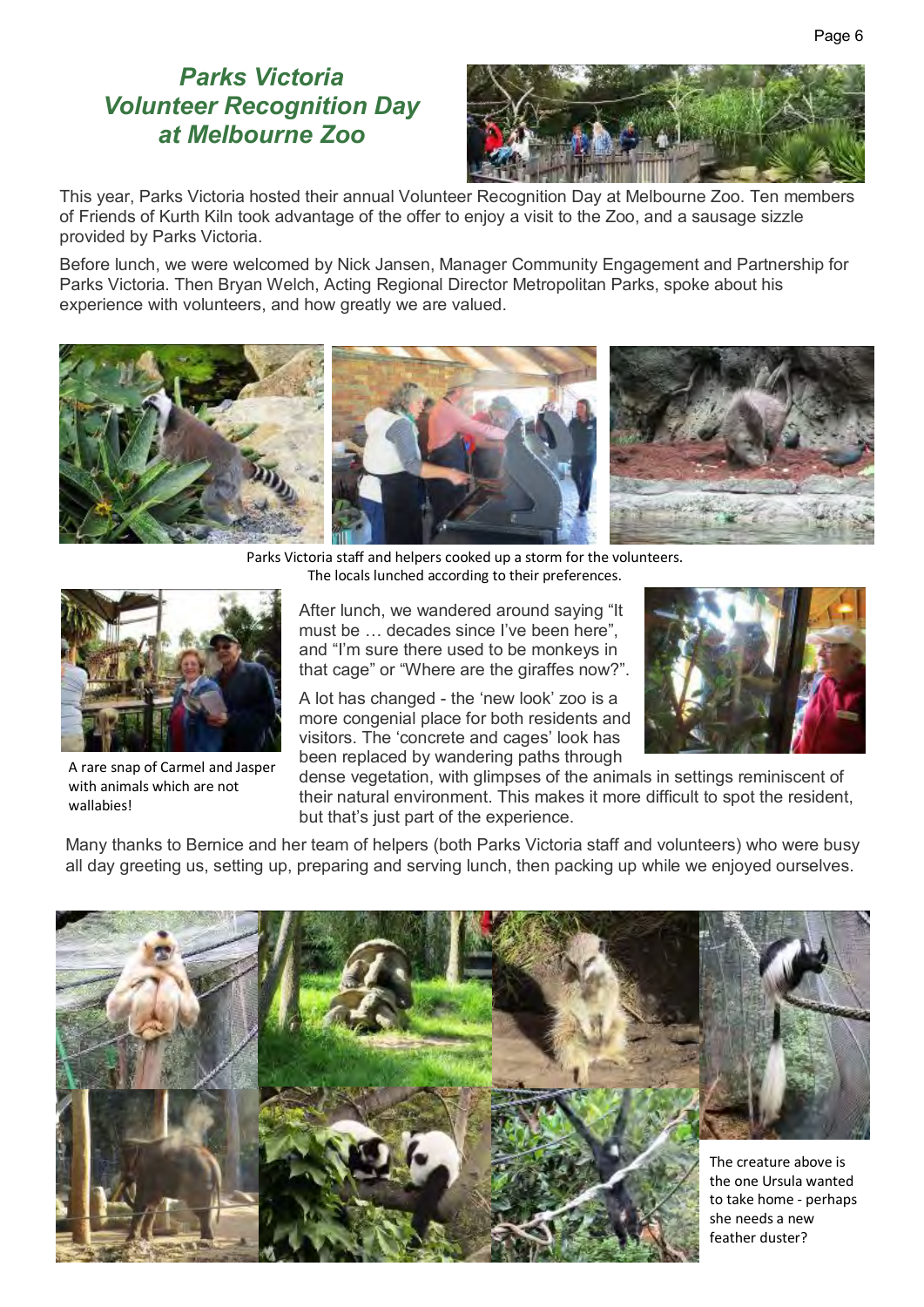# *Parks Victoria Volunteer Recognition Day at Melbourne Zoo*

This year, Parks Victoria hosted their annual Volunteer Recognition Day at Melbourne Zoo. Ten members of Friends of Kurth Kiln took advantage of the offer to enjoy a visit to the Zoo, and a sausage sizzle provided by Parks Victoria.

Before lunch, we were welcomed by Nick Jansen, Manager Community Engagement and Partnership for Parks Victoria. Then Bryan Welch, Acting Regional Director Metropolitan Parks, spoke about his experience with volunteers, and how greatly we are valued.

Parks Victoria staff and helpers cooked up a storm for the volunteers.
The locals lunched according to their preferences.

A rare snap of Carmel and Jasper with animals which are not wallabies!

After lunch, we wandered around saying "It must be … decades since I've been here", and "I'm sure there used to be monkeys in that cage" or "Where are the giraffes now?".

A lot has changed - the 'new look' zoo is a more congenial place for both residents and visitors. The 'concrete and cages' look has been replaced by wandering paths through dense vegetation, with glimpses of the animals in settings reminiscent of their natural environment. This makes it more difficult to spot the resident, but that's just part of the experience.

Many thanks to Bernice and her team of helpers (both Parks Victoria staff and volunteers) who were busy all day greeting us, setting up, preparing and serving lunch, then packing up while we enjoyed ourselves.

The creature above is the one Ursula wanted to take home - perhaps she needs a new feather duster?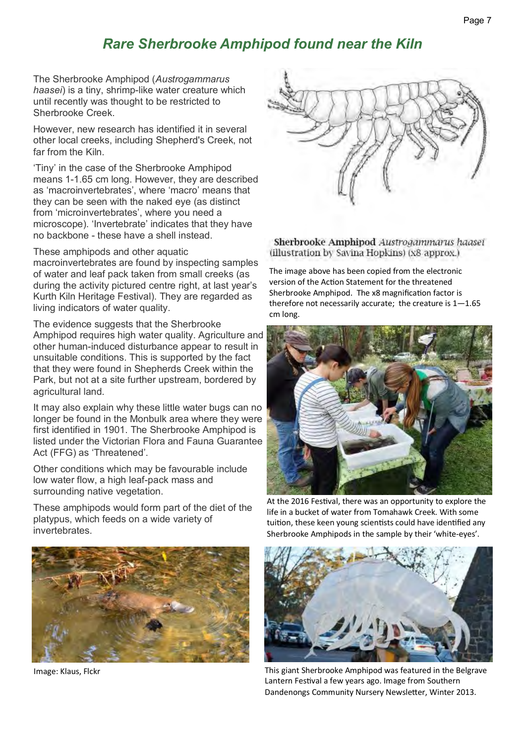# Rare Sherbrooke Amphipod found near the Kiln

The Sherbrooke Amphipod (*Austrogammarus haasei*) is a tiny, shrimp-like water creature which until recently was thought to be restricted to Sherbrooke Creek.

However, new research has identified it in several other local creeks, including Shepherd's Creek, not far from the Kiln.

'Tiny' in the case of the Sherbrooke Amphipod means 1-1.65 cm long. However, they are described as 'macroinvertebrates', where 'macro' means that they can be seen with the naked eye (as distinct from 'microinvertebrates', where you need a microscope). 'Invertebrate' indicates that they have no backbone - these have a shell instead.

These amphipods and other aquatic macroinvertebrates are found by inspecting samples of water and leaf pack taken from small creeks (as during the activity pictured centre right, at last year's Kurth Kiln Heritage Festival). They are regarded as living indicators of water quality.

The evidence suggests that the Sherbrooke Amphipod requires high water quality. Agriculture and other human-induced disturbance appear to result in unsuitable conditions. This is supported by the fact that they were found in Shepherds Creek within the Park, but not at a site further upstream, bordered by agricultural land.

It may also explain why these little water bugs can no longer be found in the Monbulk area where they were first identified in 1901. The Sherbrooke Amphipod is listed under the Victorian Flora and Fauna Guarantee Act (FFG) as 'Threatened'.

Other conditions which may be favourable include low water flow, a high leaf-pack mass and surrounding native vegetation.

These amphipods would form part of the diet of the platypus, which feeds on a wide variety of invertebrates.

**Sherbrooke Amphipod** *Austrogammarus haasei* (illustration by Savina Hopkins) (x8 approx.)

The image above has been copied from the electronic version of the Action Statement for the threatened Sherbrooke Amphipod. The x8 magnification factor is therefore not necessarily accurate; the creature is 1—1.65 cm long.

At the 2016 Festival, there was an opportunity to explore the life in a bucket of water from Tomahawk Creek. With some tuition, these keen young scientists could have identified any Sherbrooke Amphipods in the sample by their 'white-eyes'.

Image: Klaus, Flckr

This giant Sherbrooke Amphipod was featured in the Belgrave Lantern Festival a few years ago. Image from Southern Dandenongs Community Nursery Newsletter, Winter 2013.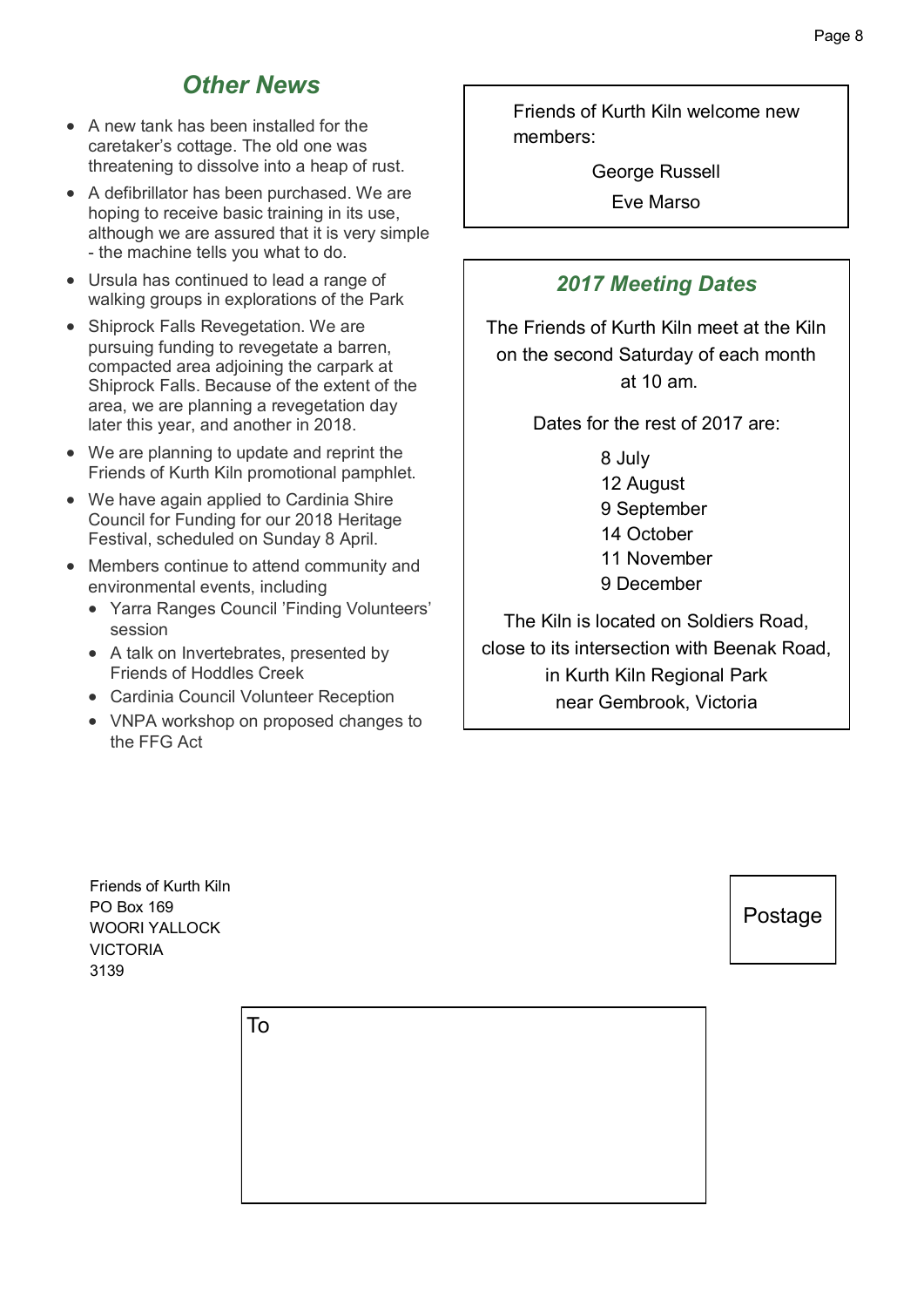## *Other News*

- A new tank has been installed for the caretaker's cottage. The old one was threatening to dissolve into a heap of rust.
- A defibrillator has been purchased. We are hoping to receive basic training in its use, although we are assured that it is very simple - the machine tells you what to do.
- Ursula has continued to lead a range of walking groups in explorations of the Park
- Shiprock Falls Revegetation. We are pursuing funding to revegetate a barren, compacted area adjoining the carpark at Shiprock Falls. Because of the extent of the area, we are planning a revegetation day later this year, and another in 2018.
- We are planning to update and reprint the Friends of Kurth Kiln promotional pamphlet.
- We have again applied to Cardinia Shire Council for Funding for our 2018 Heritage Festival, scheduled on Sunday 8 April.
- Members continue to attend community and environmental events, including
    - Yarra Ranges Council 'Finding Volunteers' session
    - A talk on Invertebrates, presented by Friends of Hoddles Creek
    - Cardinia Council Volunteer Reception
    - VNPA workshop on proposed changes to the FFG Act

Friends of Kurth Kiln welcome new members:

George Russell

Eve Marso

## *2017 Meeting Dates*

The Friends of Kurth Kiln meet at the Kiln on the second Saturday of each month at 10 am.

Dates for the rest of 2017 are:

8 July
12 August
9 September
14 October
11 November
9 December

The Kiln is located on Soldiers Road, close to its intersection with Beenak Road, in Kurth Kiln Regional Park near Gembrook, Victoria

Friends of Kurth Kiln
PO Box 169
WOORI YALLOCK
VICTORIA
3139

Postage

To